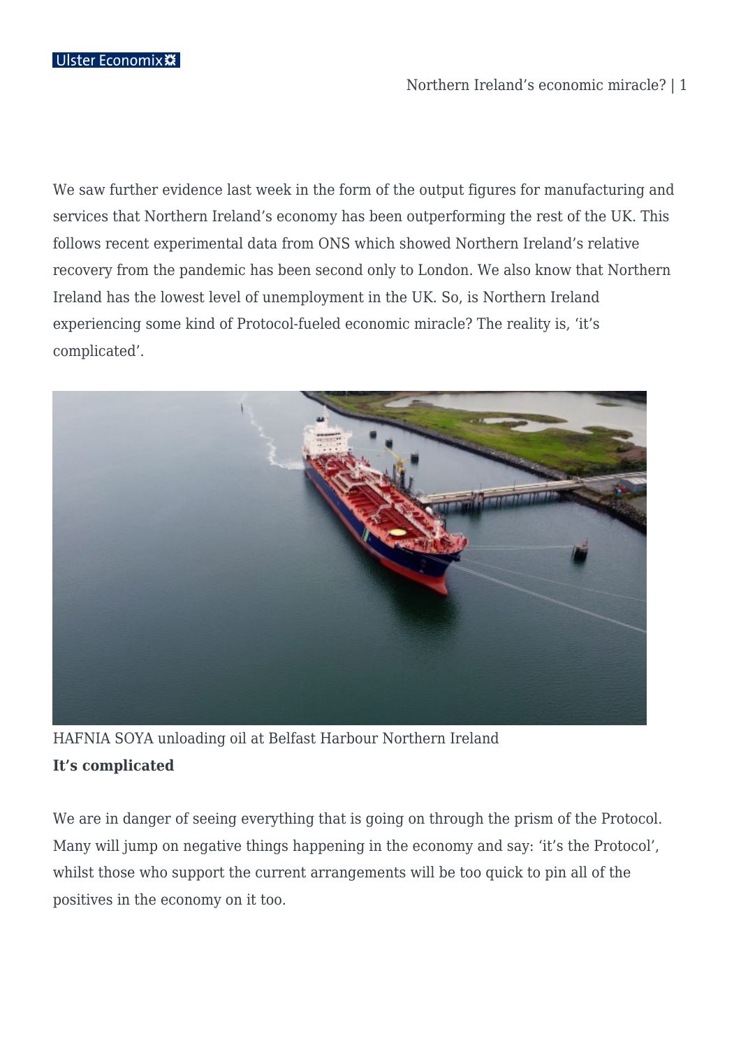We saw further evidence last week in the form of the output figures for manufacturing and services that Northern Ireland's economy has been outperforming the rest of the UK. This follows recent experimental data from ONS which showed Northern Ireland's relative recovery from the pandemic has been second only to London. We also know that Northern Ireland has the lowest level of unemployment in the UK. So, is Northern Ireland experiencing some kind of Protocol-fueled economic miracle? The reality is, 'it's complicated'.

HAFNIA SOYA unloading oil at Belfast Harbour Northern Ireland

**It's complicated**

We are in danger of seeing everything that is going on through the prism of the Protocol. Many will jump on negative things happening in the economy and say: 'it's the Protocol', whilst those who support the current arrangements will be too quick to pin all of the positives in the economy on it too.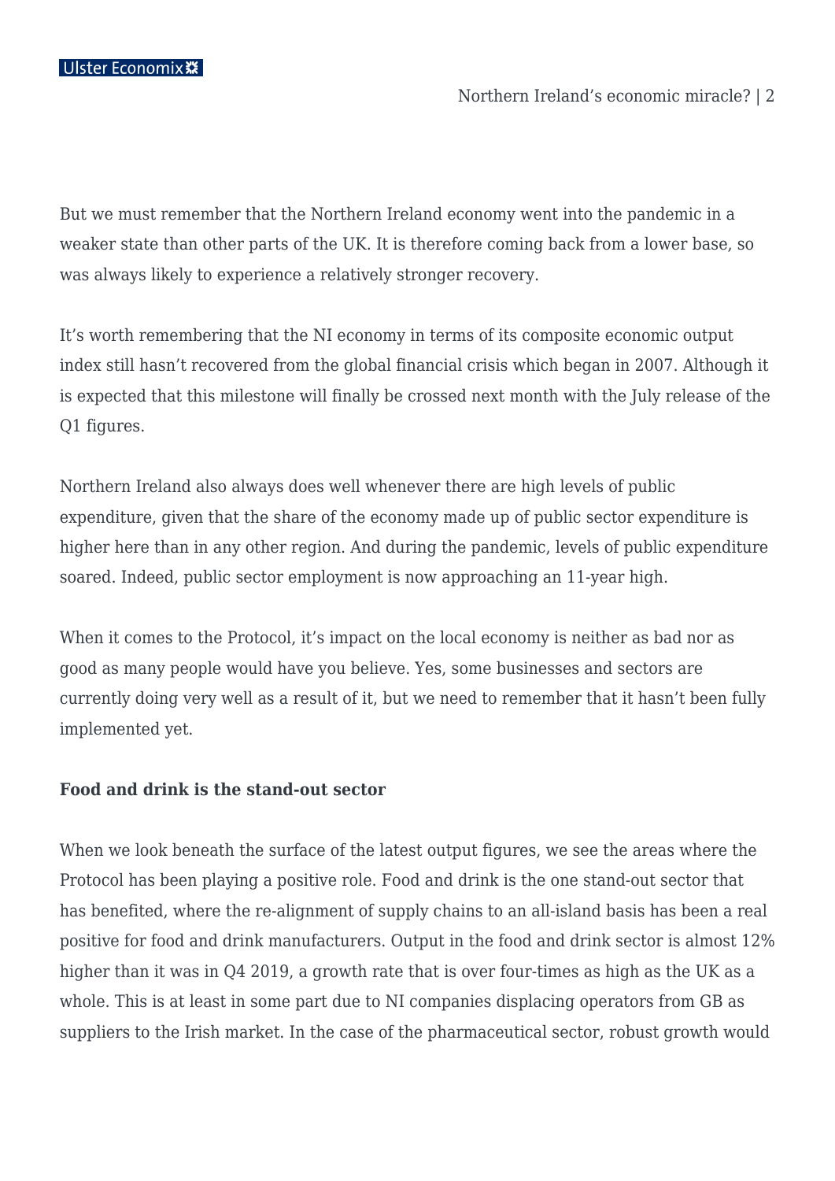But we must remember that the Northern Ireland economy went into the pandemic in a weaker state than other parts of the UK. It is therefore coming back from a lower base, so was always likely to experience a relatively stronger recovery.

It's worth remembering that the NI economy in terms of its composite economic output index still hasn't recovered from the global financial crisis which began in 2007. Although it is expected that this milestone will finally be crossed next month with the July release of the Q1 figures.

Northern Ireland also always does well whenever there are high levels of public expenditure, given that the share of the economy made up of public sector expenditure is higher here than in any other region. And during the pandemic, levels of public expenditure soared. Indeed, public sector employment is now approaching an 11-year high.

When it comes to the Protocol, it's impact on the local economy is neither as bad nor as good as many people would have you believe. Yes, some businesses and sectors are currently doing very well as a result of it, but we need to remember that it hasn't been fully implemented yet.

**Food and drink is the stand-out sector**

When we look beneath the surface of the latest output figures, we see the areas where the Protocol has been playing a positive role. Food and drink is the one stand-out sector that has benefited, where the re-alignment of supply chains to an all-island basis has been a real positive for food and drink manufacturers. Output in the food and drink sector is almost 12% higher than it was in Q4 2019, a growth rate that is over four-times as high as the UK as a whole. This is at least in some part due to NI companies displacing operators from GB as suppliers to the Irish market. In the case of the pharmaceutical sector, robust growth would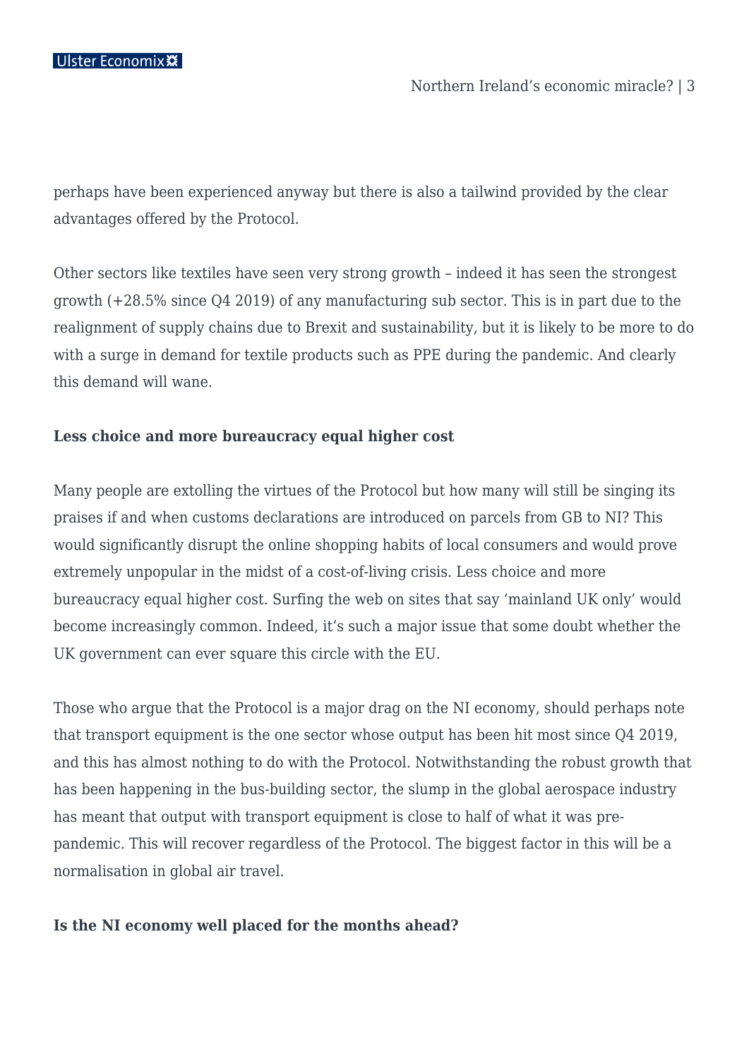perhaps have been experienced anyway but there is also a tailwind provided by the clear advantages offered by the Protocol.

Other sectors like textiles have seen very strong growth – indeed it has seen the strongest growth (+28.5% since Q4 2019) of any manufacturing sub sector. This is in part due to the realignment of supply chains due to Brexit and sustainability, but it is likely to be more to do with a surge in demand for textile products such as PPE during the pandemic. And clearly this demand will wane.

**Less choice and more bureaucracy equal higher cost**

Many people are extolling the virtues of the Protocol but how many will still be singing its praises if and when customs declarations are introduced on parcels from GB to NI? This would significantly disrupt the online shopping habits of local consumers and would prove extremely unpopular in the midst of a cost-of-living crisis. Less choice and more bureaucracy equal higher cost. Surfing the web on sites that say 'mainland UK only' would become increasingly common. Indeed, it's such a major issue that some doubt whether the UK government can ever square this circle with the EU.

Those who argue that the Protocol is a major drag on the NI economy, should perhaps note that transport equipment is the one sector whose output has been hit most since Q4 2019, and this has almost nothing to do with the Protocol. Notwithstanding the robust growth that has been happening in the bus-building sector, the slump in the global aerospace industry has meant that output with transport equipment is close to half of what it was pre-pandemic. This will recover regardless of the Protocol. The biggest factor in this will be a normalisation in global air travel.

**Is the NI economy well placed for the months ahead?**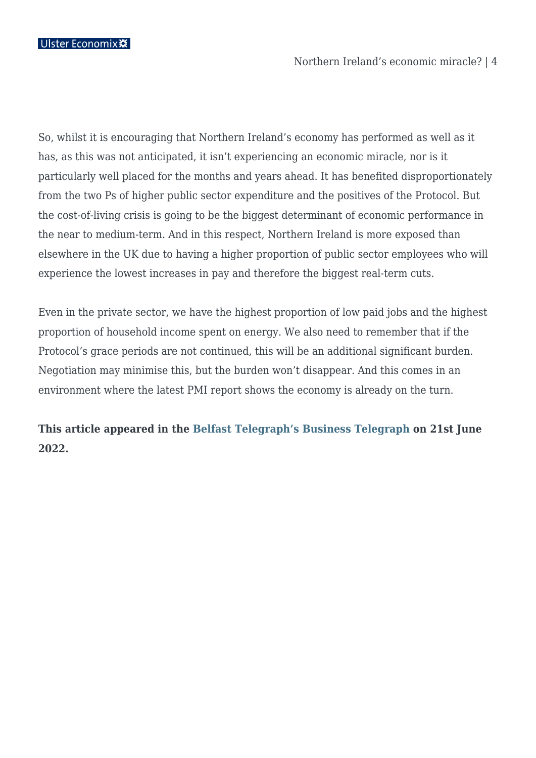So, whilst it is encouraging that Northern Ireland's economy has performed as well as it has, as this was not anticipated, it isn't experiencing an economic miracle, nor is it particularly well placed for the months and years ahead. It has benefited disproportionately from the two Ps of higher public sector expenditure and the positives of the Protocol. But the cost-of-living crisis is going to be the biggest determinant of economic performance in the near to medium-term. And in this respect, Northern Ireland is more exposed than elsewhere in the UK due to having a higher proportion of public sector employees who will experience the lowest increases in pay and therefore the biggest real-term cuts.

Even in the private sector, we have the highest proportion of low paid jobs and the highest proportion of household income spent on energy. We also need to remember that if the Protocol's grace periods are not continued, this will be an additional significant burden. Negotiation may minimise this, but the burden won't disappear. And this comes in an environment where the latest PMI report shows the economy is already on the turn.

**This article appeared in the Belfast Telegraph's Business Telegraph on 21st June 2022.**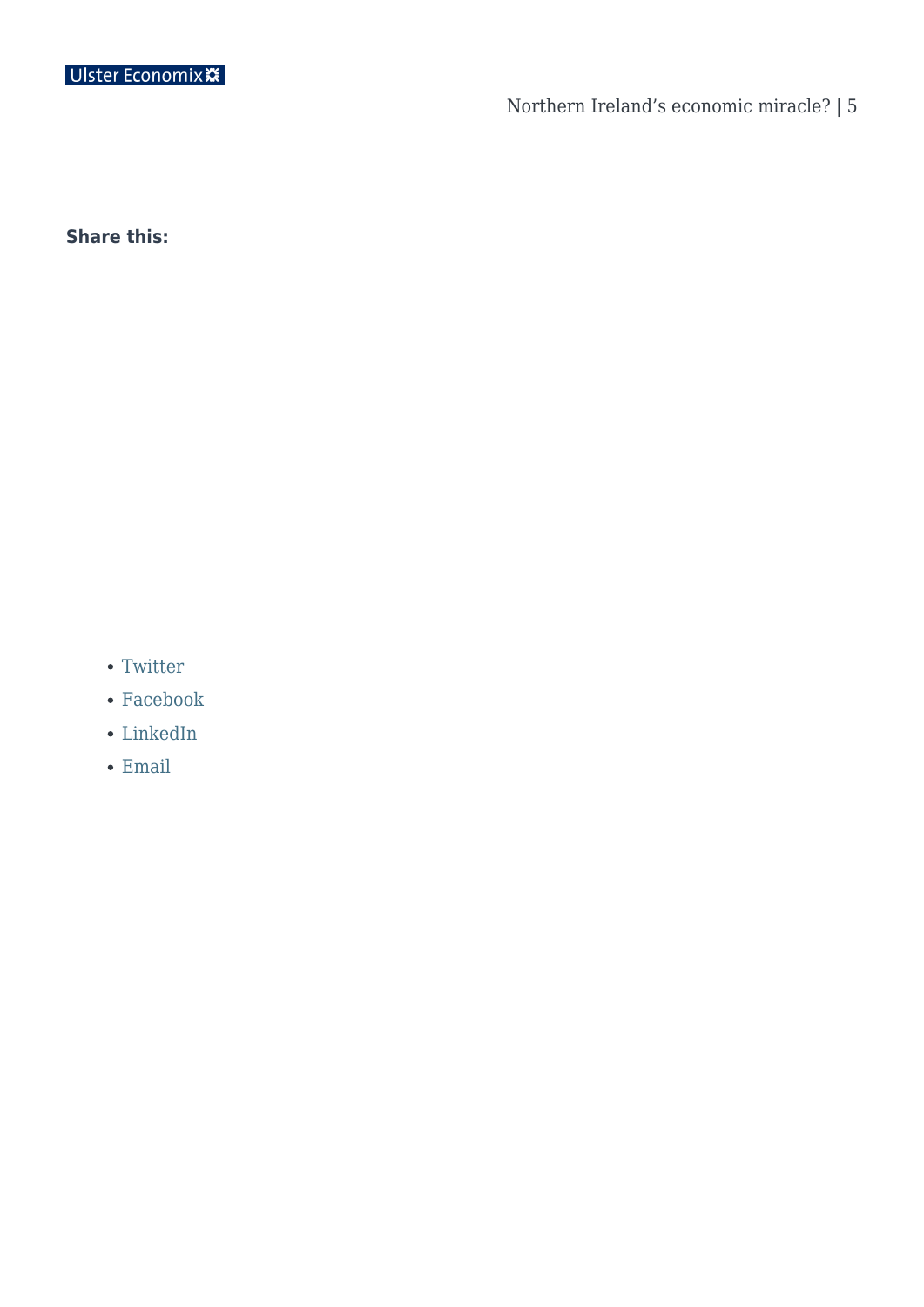**Share this:**

- Twitter
- Facebook
- LinkedIn
- Email